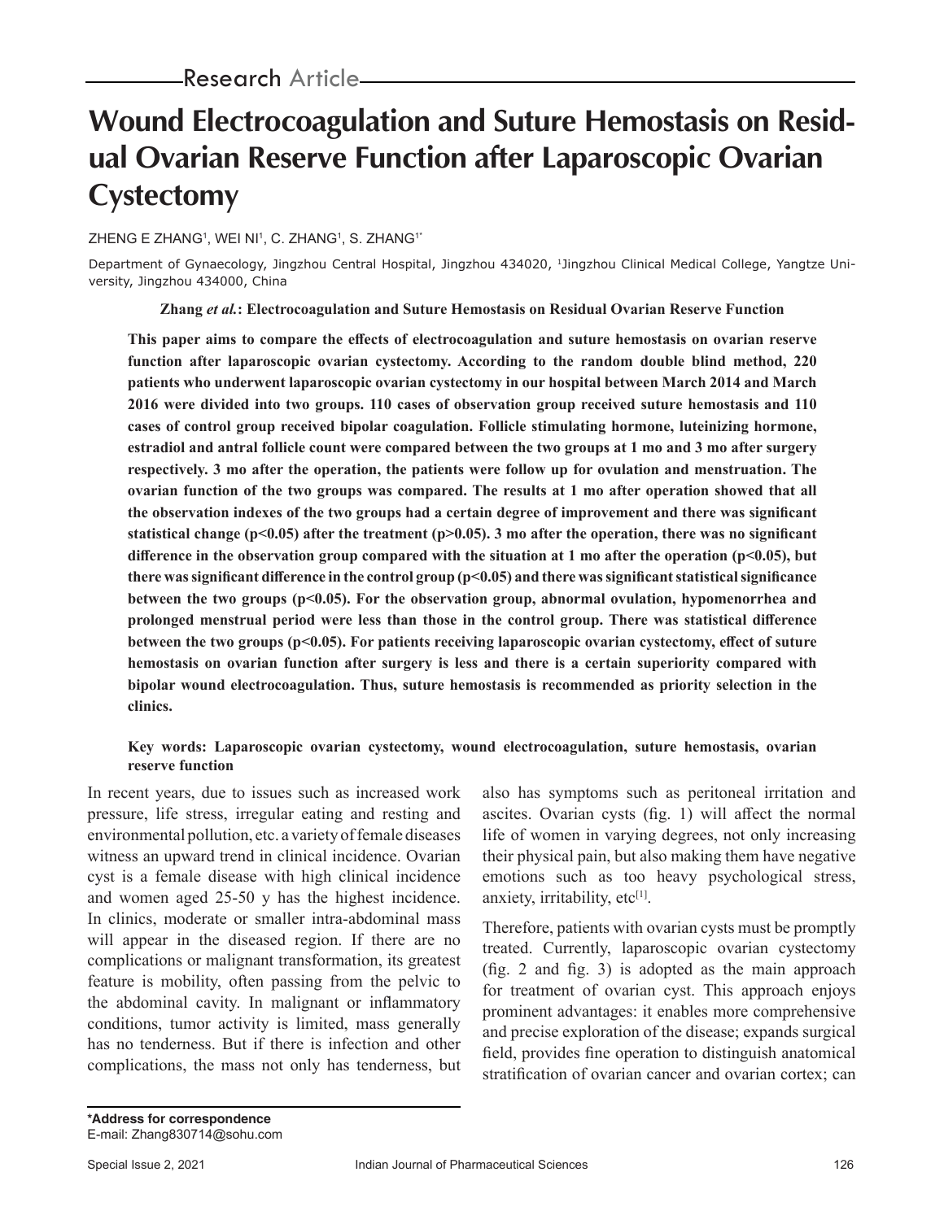Research Article

# Wound Electrocoagulation and Suture Hemostasis on Residual Ovarian Reserve Function after Laparoscopic Ovarian Cystectomy

ZHENG E ZHANG[1], WEI NI[1], C. ZHANG[1], S. ZHANG[1*]

Department of Gynaecology, Jingzhou Central Hospital, Jingzhou 434020, [1]Jingzhou Clinical Medical College, Yangtze University, Jingzhou 434000, China

**Zhang *et al.*: Electrocoagulation and Suture Hemostasis on Residual Ovarian Reserve Function**

**This paper aims to compare the effects of electrocoagulation and suture hemostasis on ovarian reserve function after laparoscopic ovarian cystectomy. According to the random double blind method, 220 patients who underwent laparoscopic ovarian cystectomy in our hospital between March 2014 and March 2016 were divided into two groups. 110 cases of observation group received suture hemostasis and 110 cases of control group received bipolar coagulation. Follicle stimulating hormone, luteinizing hormone, estradiol and antral follicle count were compared between the two groups at 1 mo and 3 mo after surgery respectively. 3 mo after the operation, the patients were follow up for ovulation and menstruation. The ovarian function of the two groups was compared. The results at 1 mo after operation showed that all the observation indexes of the two groups had a certain degree of improvement and there was significant statistical change ($p<0.05$) after the treatment ($p>0.05$). 3 mo after the operation, there was no significant difference in the observation group compared with the situation at 1 mo after the operation ($p<0.05$), but there was significant difference in the control group ($p<0.05$) and there was significant statistical significance between the two groups ($p<0.05$). For the observation group, abnormal ovulation, hypomenorrhea and prolonged menstrual period were less than those in the control group. There was statistical difference between the two groups ($p<0.05$). For patients receiving laparoscopic ovarian cystectomy, effect of suture hemostasis on ovarian function after surgery is less and there is a certain superiority compared with bipolar wound electrocoagulation. Thus, suture hemostasis is recommended as priority selection in the clinics.**

**Key words: Laparoscopic ovarian cystectomy, wound electrocoagulation, suture hemostasis, ovarian reserve function**

In recent years, due to issues such as increased work pressure, life stress, irregular eating and resting and environmental pollution, etc. a variety of female diseases witness an upward trend in clinical incidence. Ovarian cyst is a female disease with high clinical incidence and women aged 25-50 y has the highest incidence. In clinics, moderate or smaller intra-abdominal mass will appear in the diseased region. If there are no complications or malignant transformation, its greatest feature is mobility, often passing from the pelvic to the abdominal cavity. In malignant or inflammatory conditions, tumor activity is limited, mass generally has no tenderness. But if there is infection and other complications, the mass not only has tenderness, but also has symptoms such as peritoneal irritation and ascites. Ovarian cysts (fig. 1) will affect the normal life of women in varying degrees, not only increasing their physical pain, but also making them have negative emotions such as too heavy psychological stress, anxiety, irritability, etc[1].

Therefore, patients with ovarian cysts must be promptly treated. Currently, laparoscopic ovarian cystectomy (fig. 2 and fig. 3) is adopted as the main approach for treatment of ovarian cyst. This approach enjoys prominent advantages: it enables more comprehensive and precise exploration of the disease; expands surgical field, provides fine operation to distinguish anatomical stratification of ovarian cancer and ovarian cortex; can

**\*Address for correspondence**
E-mail: Zhang830714@sohu.com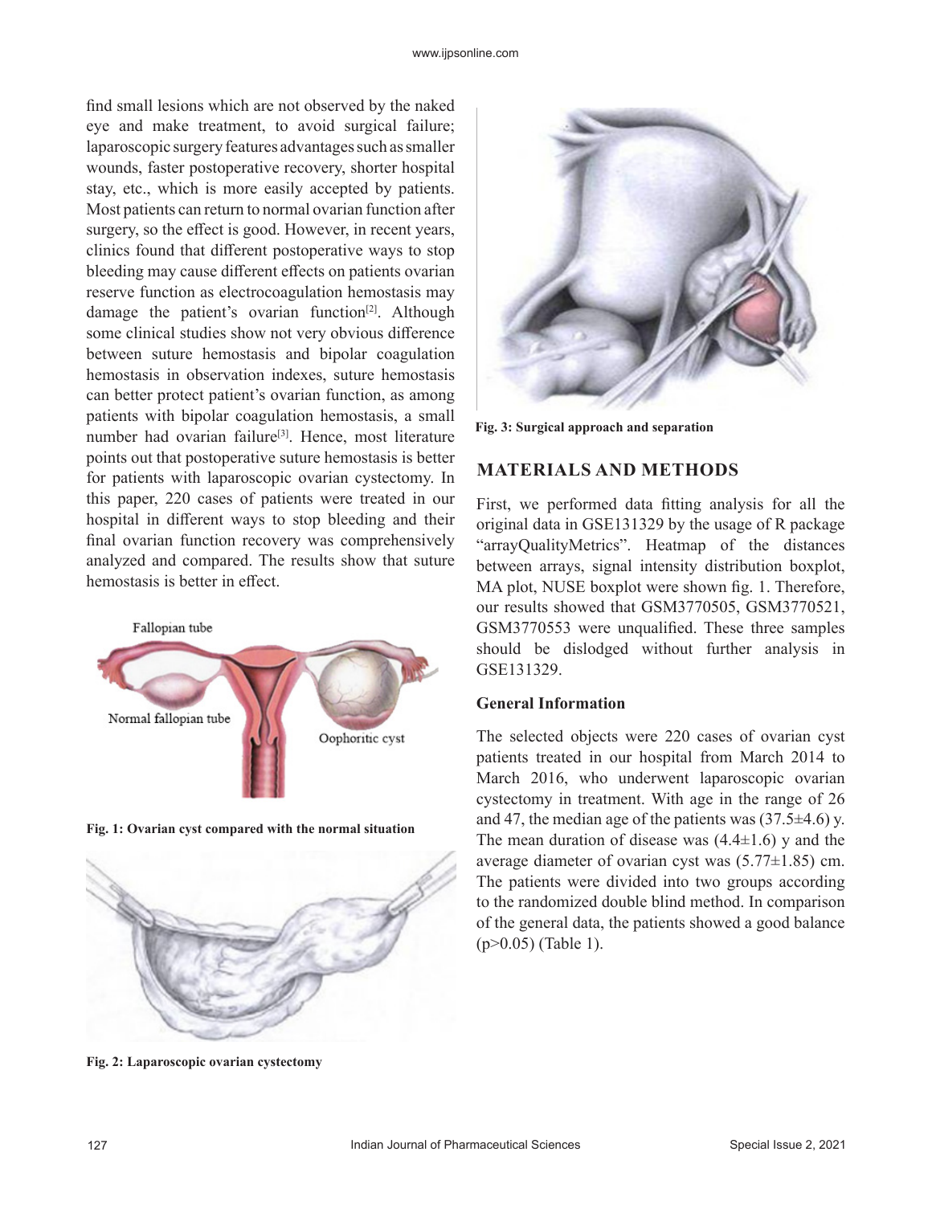find small lesions which are not observed by the naked eye and make treatment, to avoid surgical failure; laparoscopic surgery features advantages such as smaller wounds, faster postoperative recovery, shorter hospital stay, etc., which is more easily accepted by patients. Most patients can return to normal ovarian function after surgery, so the effect is good. However, in recent years, clinics found that different postoperative ways to stop bleeding may cause different effects on patients ovarian reserve function as electrocoagulation hemostasis may damage the patient's ovarian function[2]. Although some clinical studies show not very obvious difference between suture hemostasis and bipolar coagulation hemostasis in observation indexes, suture hemostasis can better protect patient's ovarian function, as among patients with bipolar coagulation hemostasis, a small number had ovarian failure[3]. Hence, most literature points out that postoperative suture hemostasis is better for patients with laparoscopic ovarian cystectomy. In this paper, 220 cases of patients were treated in our hospital in different ways to stop bleeding and their final ovarian function recovery was comprehensively analyzed and compared. The results show that suture hemostasis is better in effect.

Fig. 1: Ovarian cyst compared with the normal situation

Fig. 2: Laparoscopic ovarian cystectomy

Fig. 3: Surgical approach and separation

## MATERIALS AND METHODS

First, we performed data fitting analysis for all the original data in GSE131329 by the usage of R package "arrayQualityMetrics". Heatmap of the distances between arrays, signal intensity distribution boxplot, MA plot, NUSE boxplot were shown fig. 1. Therefore, our results showed that GSM3770505, GSM3770521, GSM3770553 were unqualified. These three samples should be dislodged without further analysis in GSE131329.

### General Information

The selected objects were 220 cases of ovarian cyst patients treated in our hospital from March 2014 to March 2016, who underwent laparoscopic ovarian cystectomy in treatment. With age in the range of 26 and 47, the median age of the patients was (37.5±4.6) y. The mean duration of disease was (4.4±1.6) y and the average diameter of ovarian cyst was (5.77±1.85) cm. The patients were divided into two groups according to the randomized double blind method. In comparison of the general data, the patients showed a good balance ($p>0.05$) (Table 1).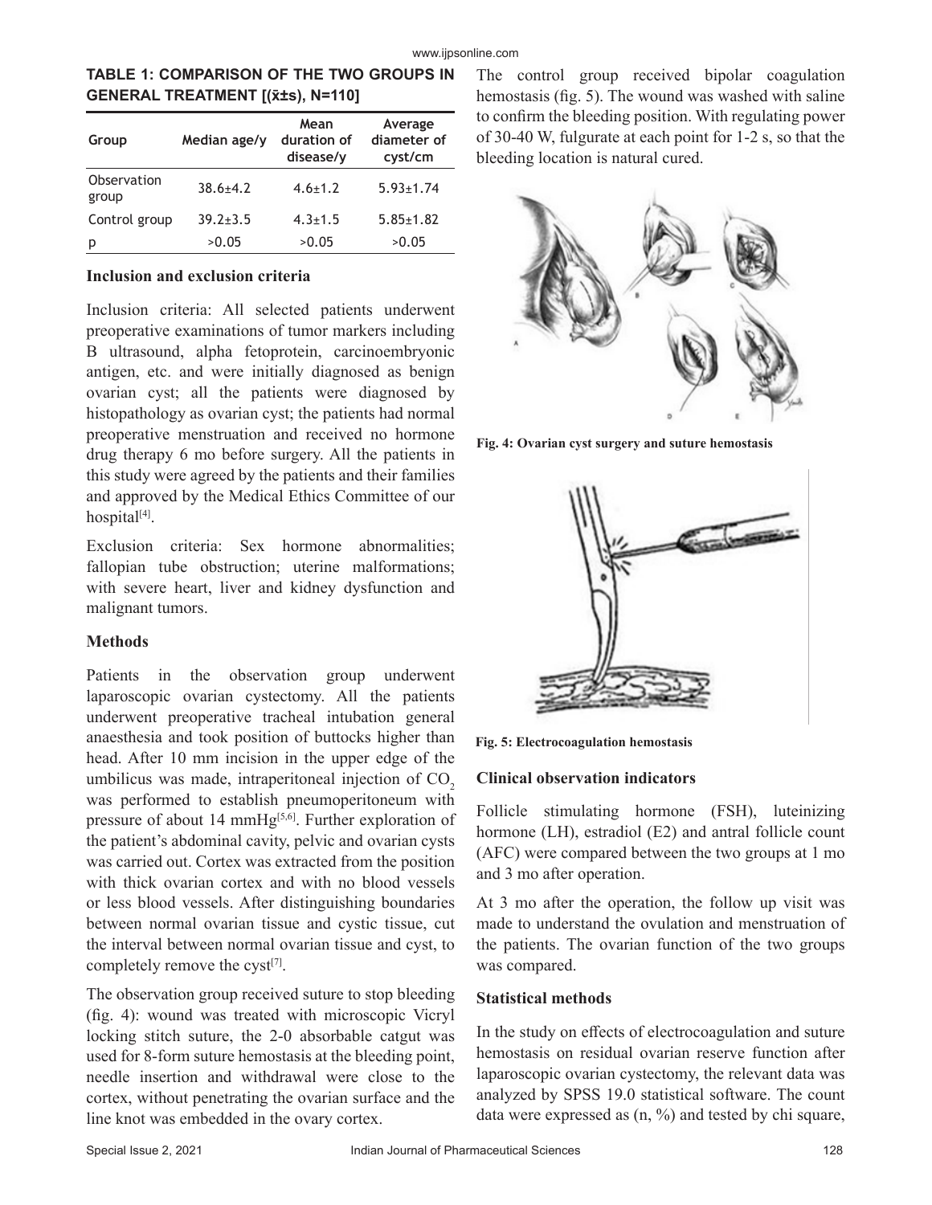**TABLE 1: COMPARISON OF THE TWO GROUPS IN GENERAL TREATMENT [(x̄±s), N=110]**

| Group | Median age/y | Mean duration of disease/y | Average diameter of cyst/cm |
|---|---|---|---|
| Observation group | 38.6±4.2 | 4.6±1.2 | 5.93±1.74 |
| Control group | 39.2±3.5 | 4.3±1.5 | 5.85±1.82 |
| p | >0.05 | >0.05 | >0.05 |

**Inclusion and exclusion criteria**

Inclusion criteria: All selected patients underwent preoperative examinations of tumor markers including B ultrasound, alpha fetoprotein, carcinoembryonic antigen, etc. and were initially diagnosed as benign ovarian cyst; all the patients were diagnosed by histopathology as ovarian cyst; the patients had normal preoperative menstruation and received no hormone drug therapy 6 mo before surgery. All the patients in this study were agreed by the patients and their families and approved by the Medical Ethics Committee of our hospital[4].

Exclusion criteria: Sex hormone abnormalities; fallopian tube obstruction; uterine malformations; with severe heart, liver and kidney dysfunction and malignant tumors.

**Methods**

Patients in the observation group underwent laparoscopic ovarian cystectomy. All the patients underwent preoperative tracheal intubation general anaesthesia and took position of buttocks higher than head. After 10 mm incision in the upper edge of the umbilicus was made, intraperitoneal injection of $CO_2$ was performed to establish pneumoperitoneum with pressure of about 14 mmHg[5,6]. Further exploration of the patient's abdominal cavity, pelvic and ovarian cysts was carried out. Cortex was extracted from the position with thick ovarian cortex and with no blood vessels or less blood vessels. After distinguishing boundaries between normal ovarian tissue and cystic tissue, cut the interval between normal ovarian tissue and cyst, to completely remove the cyst[7].

The observation group received suture to stop bleeding (fig. 4): wound was treated with microscopic Vicryl locking stitch suture, the 2-0 absorbable catgut was used for 8-form suture hemostasis at the bleeding point, needle insertion and withdrawal were close to the cortex, without penetrating the ovarian surface and the line knot was embedded in the ovary cortex.

The control group received bipolar coagulation hemostasis (fig. 5). The wound was washed with saline to confirm the bleeding position. With regulating power of 30-40 W, fulgurate at each point for 1-2 s, so that the bleeding location is natural cured.

**Fig. 4: Ovarian cyst surgery and suture hemostasis**

**Fig. 5: Electrocoagulation hemostasis**

**Clinical observation indicators**

Follicle stimulating hormone (FSH), luteinizing hormone (LH), estradiol (E2) and antral follicle count (AFC) were compared between the two groups at 1 mo and 3 mo after operation.

At 3 mo after the operation, the follow up visit was made to understand the ovulation and menstruation of the patients. The ovarian function of the two groups was compared.

**Statistical methods**

In the study on effects of electrocoagulation and suture hemostasis on residual ovarian reserve function after laparoscopic ovarian cystectomy, the relevant data was analyzed by SPSS 19.0 statistical software. The count data were expressed as (n, %) and tested by chi square,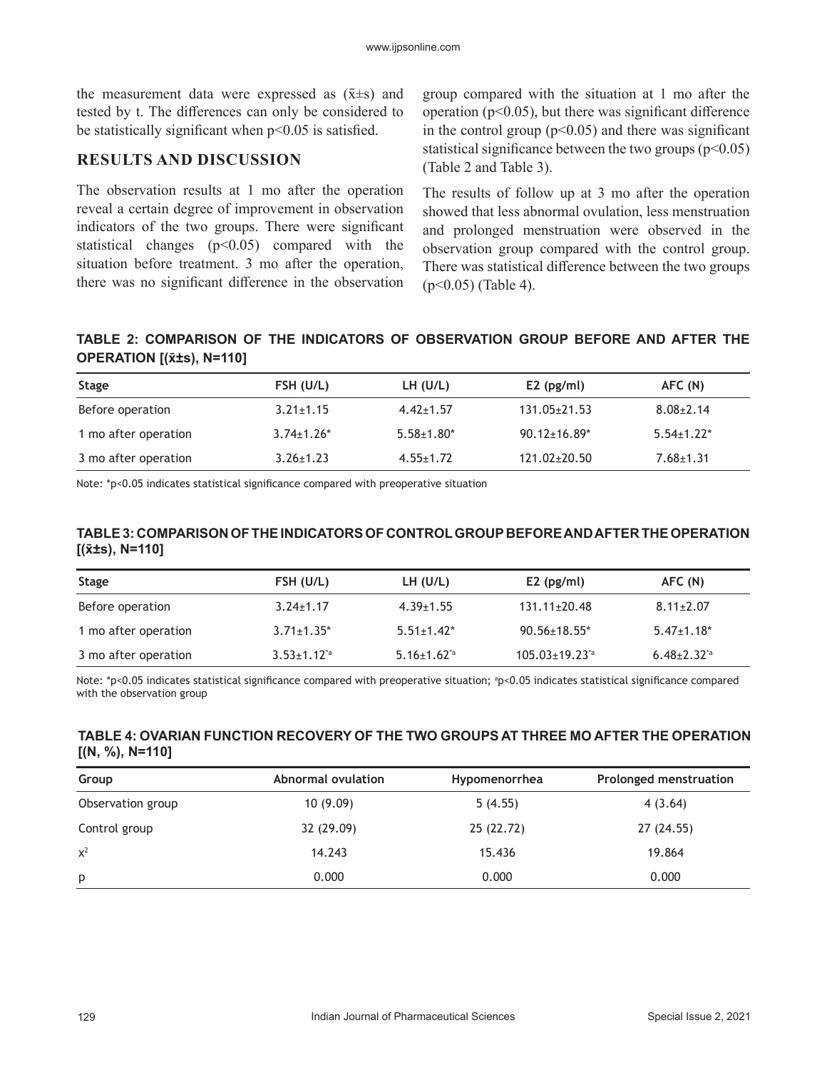the measurement data were expressed as ($\bar{x}$±s) and tested by t. The differences can only be considered to be statistically significant when $p<0.05$ is satisfied.

## RESULTS AND DISCUSSION

The observation results at 1 mo after the operation reveal a certain degree of improvement in observation indicators of the two groups. There were significant statistical changes ($p<0.05$) compared with the situation before treatment. 3 mo after the operation, there was no significant difference in the observation group compared with the situation at 1 mo after the operation ($p<0.05$), but there was significant difference in the control group ($p<0.05$) and there was significant statistical significance between the two groups ($p<0.05$) (Table 2 and Table 3).

The results of follow up at 3 mo after the operation showed that less abnormal ovulation, less menstruation and prolonged menstruation were observed in the observation group compared with the control group. There was statistical difference between the two groups ($p<0.05$) (Table 4).

**TABLE 2: COMPARISON OF THE INDICATORS OF OBSERVATION GROUP BEFORE AND AFTER THE OPERATION [($\bar{x}$±s), N=110]**

| Stage | FSH (U/L) | LH (U/L) | E2 (pg/ml) | AFC (N) |
|---|---|---|---|---|
| Before operation | 3.21±1.15 | 4.42±1.57 | 131.05±21.53 | 8.08±2.14 |
| 1 mo after operation | 3.74±1.26* | 5.58±1.80* | 90.12±16.89* | 5.54±1.22* |
| 3 mo after operation | 3.26±1.23 | 4.55±1.72 | 121.02±20.50 | 7.68±1.31 |

Note: *p<0.05 indicates statistical significance compared with preoperative situation

**TABLE 3: COMPARISON OF THE INDICATORS OF CONTROL GROUP BEFORE AND AFTER THE OPERATION [($\bar{x}$±s), N=110]**

| Stage | FSH (U/L) | LH (U/L) | E2 (pg/ml) | AFC (N) |
|---|---|---|---|---|
| Before operation | 3.24±1.17 | 4.39±1.55 | 131.11±20.48 | 8.11±2.07 |
| 1 mo after operation | 3.71±1.35* | 5.51±1.42* | 90.56±18.55* | 5.47±1.18* |
| 3 mo after operation | 3.53±1.12*a | 5.16±1.62*a | 105.03±19.23*a | 6.48±2.32*a |

Note: *p<0.05 indicates statistical significance compared with preoperative situation; a p<0.05 indicates statistical significance compared with the observation group

**TABLE 4: OVARIAN FUNCTION RECOVERY OF THE TWO GROUPS AT THREE MO AFTER THE OPERATION [(N, %), N=110]**

| Group | Abnormal ovulation | Hypomenorrhea | Prolonged menstruation |
|---|---|---|---|
| Observation group | 10 (9.09) | 5 (4.55) | 4 (3.64) |
| Control group | 32 (29.09) | 25 (22.72) | 27 (24.55) |
| $x^2$ | 14.243 | 15.436 | 19.864 |
| p | 0.000 | 0.000 | 0.000 |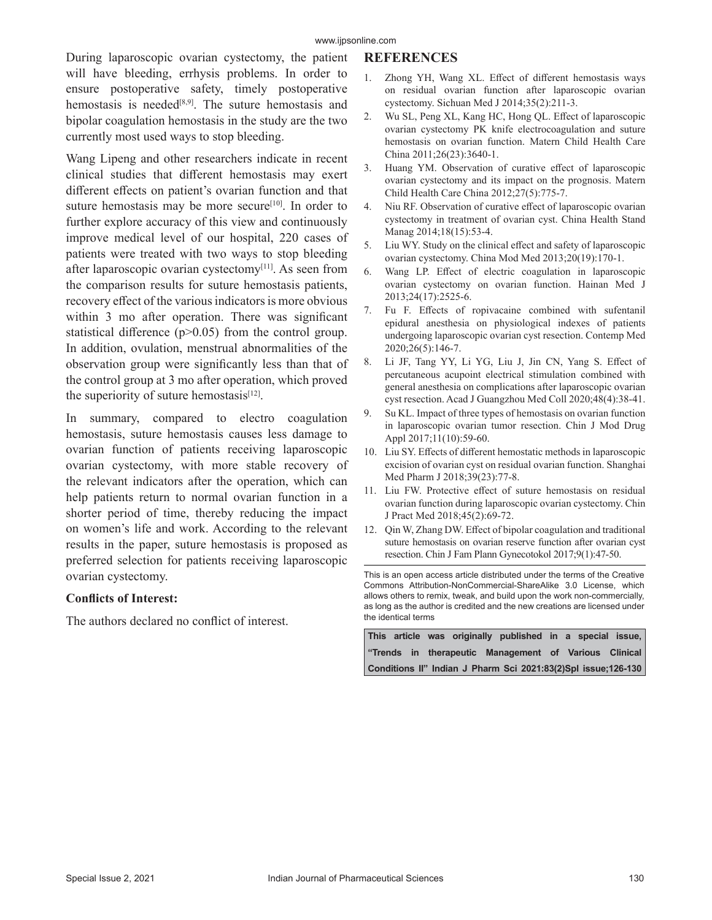During laparoscopic ovarian cystectomy, the patient will have bleeding, errhysis problems. In order to ensure postoperative safety, timely postoperative hemostasis is needed[8,9]. The suture hemostasis and bipolar coagulation hemostasis in the study are the two currently most used ways to stop bleeding.

Wang Lipeng and other researchers indicate in recent clinical studies that different hemostasis may exert different effects on patient's ovarian function and that suture hemostasis may be more secure[10]. In order to further explore accuracy of this view and continuously improve medical level of our hospital, 220 cases of patients were treated with two ways to stop bleeding after laparoscopic ovarian cystectomy[11]. As seen from the comparison results for suture hemostasis patients, recovery effect of the various indicators is more obvious within 3 mo after operation. There was significant statistical difference ($p>0.05$) from the control group. In addition, ovulation, menstrual abnormalities of the observation group were significantly less than that of the control group at 3 mo after operation, which proved the superiority of suture hemostasis[12].

In summary, compared to electro coagulation hemostasis, suture hemostasis causes less damage to ovarian function of patients receiving laparoscopic ovarian cystectomy, with more stable recovery of the relevant indicators after the operation, which can help patients return to normal ovarian function in a shorter period of time, thereby reducing the impact on women's life and work. According to the relevant results in the paper, suture hemostasis is proposed as preferred selection for patients receiving laparoscopic ovarian cystectomy.

### Conflicts of Interest:

The authors declared no conflict of interest.

## REFERENCES

1. Zhong YH, Wang XL. Effect of different hemostasis ways on residual ovarian function after laparoscopic ovarian cystectomy. Sichuan Med J 2014;35(2):211-3.
2. Wu SL, Peng XL, Kang HC, Hong QL. Effect of laparoscopic ovarian cystectomy PK knife electrocoagulation and suture hemostasis on ovarian function. Matern Child Health Care China 2011;26(23):3640-1.
3. Huang YM. Observation of curative effect of laparoscopic ovarian cystectomy and its impact on the prognosis. Matern Child Health Care China 2012;27(5):775-7.
4. Niu RF. Observation of curative effect of laparoscopic ovarian cystectomy in treatment of ovarian cyst. China Health Stand Manag 2014;18(15):53-4.
5. Liu WY. Study on the clinical effect and safety of laparoscopic ovarian cystectomy. China Mod Med 2013;20(19):170-1.
6. Wang LP. Effect of electric coagulation in laparoscopic ovarian cystectomy on ovarian function. Hainan Med J 2013;24(17):2525-6.
7. Fu F. Effects of ropivacaine combined with sufentanil epidural anesthesia on physiological indexes of patients undergoing laparoscopic ovarian cyst resection. Contemp Med 2020;26(5):146-7.
8. Li JF, Tang YY, Li YG, Liu J, Jin CN, Yang S. Effect of percutaneous acupoint electrical stimulation combined with general anesthesia on complications after laparoscopic ovarian cyst resection. Acad J Guangzhou Med Coll 2020;48(4):38-41.
9. Su KL. Impact of three types of hemostasis on ovarian function in laparoscopic ovarian tumor resection. Chin J Mod Drug Appl 2017;11(10):59-60.
10. Liu SY. Effects of different hemostatic methods in laparoscopic excision of ovarian cyst on residual ovarian function. Shanghai Med Pharm J 2018;39(23):77-8.
11. Liu FW. Protective effect of suture hemostasis on residual ovarian function during laparoscopic ovarian cystectomy. Chin J Pract Med 2018;45(2):69-72.
12. Qin W, Zhang DW. Effect of bipolar coagulation and traditional suture hemostasis on ovarian reserve function after ovarian cyst resection. Chin J Fam Plann Gynecotokol 2017;9(1):47-50.

This is an open access article distributed under the terms of the Creative Commons Attribution-NonCommercial-ShareAlike 3.0 License, which allows others to remix, tweak, and build upon the work non-commercially, as long as the author is credited and the new creations are licensed under the identical terms

**This article was originally published in a special issue, "Trends in therapeutic Management of Various Clinical Conditions II" Indian J Pharm Sci 2021:83(2)Spl issue;126-130**